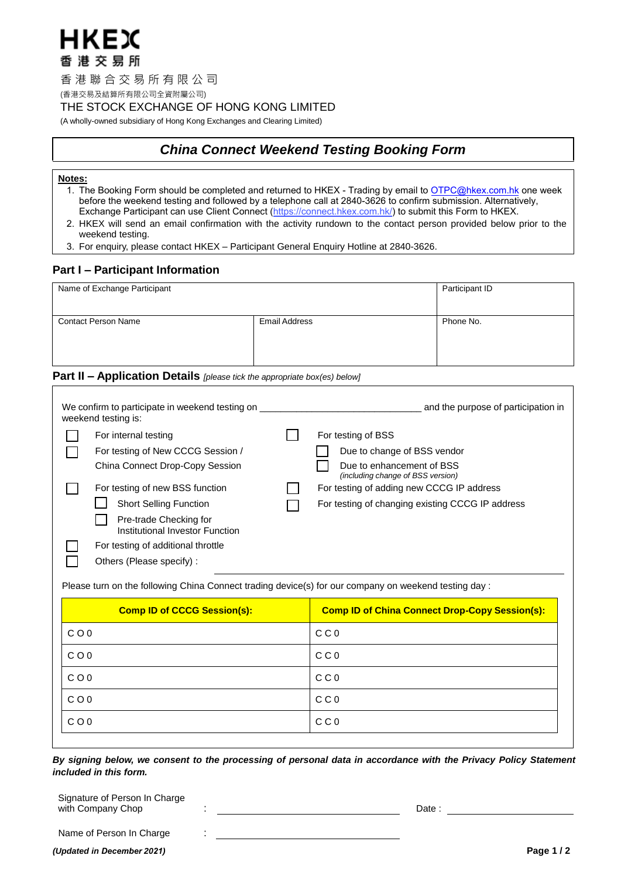**HKEX**
**香 港 交 易 所**

香 港 聯 合 交 易 所 有 限 公 司
(香港交易及結算所有限公司全資附屬公司)
THE STOCK EXCHANGE OF HONG KONG LIMITED
(A wholly-owned subsidiary of Hong Kong Exchanges and Clearing Limited)

# *China Connect Weekend Testing Booking Form*

**Notes:**

1. The Booking Form should be completed and returned to HKEX - Trading by email to OTPC@hkex.com.hk one week before the weekend testing and followed by a telephone call at 2840-3626 to confirm submission. Alternatively, Exchange Participant can use Client Connect (https://connect.hkex.com.hk/) to submit this Form to HKEX.
2. HKEX will send an email confirmation with the activity rundown to the contact person provided below prior to the weekend testing.
3. For enquiry, please contact HKEX – Participant General Enquiry Hotline at 2840-3626.

## Part I – Participant Information

| Name of Exchange Participant | | Participant ID |
|---|---|---|
| Contact Person Name | Email Address | Phone No. |

## Part II – Application Details *[please tick the appropriate box(es) below]*

We confirm to participate in weekend testing on ______________________________ and the purpose of participation in weekend testing is:

- ☐ For internal testing
- ☐ For testing of New CCCG Session / China Connect Drop-Copy Session
- ☐ For testing of new BSS function
  - ☐ Short Selling Function
  - ☐ Pre-trade Checking for Institutional Investor Function
- ☐ For testing of additional throttle
- ☐ Others (Please specify) : ______________________________
- ☐ For testing of BSS
  - ☐ Due to change of BSS vendor
  - ☐ Due to enhancement of BSS *(including change of BSS version)*
- ☐ For testing of adding new CCCG IP address
- ☐ For testing of changing existing CCCG IP address

Please turn on the following China Connect trading device(s) for our company on weekend testing day :

| Comp ID of CCCG Session(s): | Comp ID of China Connect Drop-Copy Session(s): |
|---|---|
| C O 0 | C C 0 |
| C O 0 | C C 0 |
| C O 0 | C C 0 |
| C O 0 | C C 0 |
| C O 0 | C C 0 |

***By signing below, we consent to the processing of personal data in accordance with the Privacy Policy Statement included in this form.***

Signature of Person In Charge with Company Chop : ______________________________ Date : ____________________

Name of Person In Charge : ______________________________

*(Updated in December 2021)*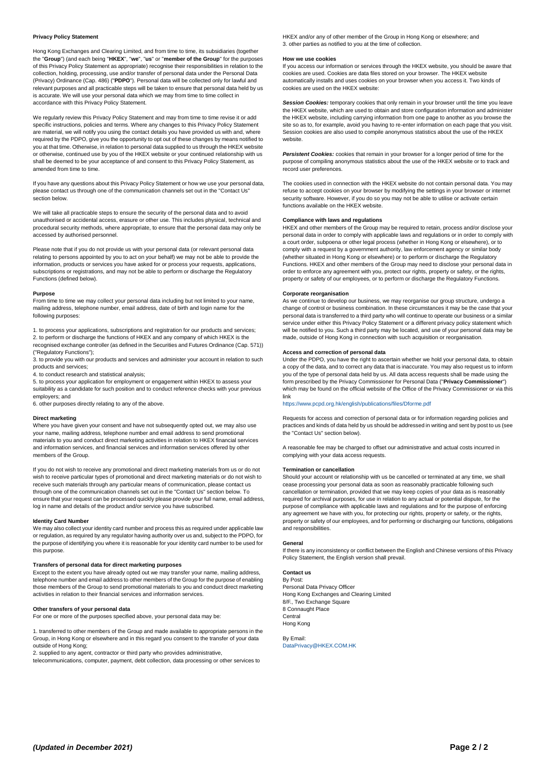**Privacy Policy Statement**

Hong Kong Exchanges and Clearing Limited, and from time to time, its subsidiaries (together the "**Group**") (and each being "**HKEX**", "**we**", "**us**" or "**member of the Group**" for the purposes of this Privacy Policy Statement as appropriate) recognise their responsibilities in relation to the collection, holding, processing, use and/or transfer of personal data under the Personal Data (Privacy) Ordinance (Cap. 486) ("**PDPO**"). Personal data will be collected only for lawful and relevant purposes and all practicable steps will be taken to ensure that personal data held by us is accurate. We will use your personal data which we may from time to time collect in accordance with this Privacy Policy Statement.

We regularly review this Privacy Policy Statement and may from time to time revise it or add specific instructions, policies and terms. Where any changes to this Privacy Policy Statement are material, we will notify you using the contact details you have provided us with and, where required by the PDPO, give you the opportunity to opt out of these changes by means notified to you at that time. Otherwise, in relation to personal data supplied to us through the HKEX website or otherwise, continued use by you of the HKEX website or your continued relationship with us shall be deemed to be your acceptance of and consent to this Privacy Policy Statement, as amended from time to time.

If you have any questions about this Privacy Policy Statement or how we use your personal data, please contact us through one of the communication channels set out in the "Contact Us" section below.

We will take all practicable steps to ensure the security of the personal data and to avoid unauthorised or accidental access, erasure or other use. This includes physical, technical and procedural security methods, where appropriate, to ensure that the personal data may only be accessed by authorised personnel.

Please note that if you do not provide us with your personal data (or relevant personal data relating to persons appointed by you to act on your behalf) we may not be able to provide the information, products or services you have asked for or process your requests, applications, subscriptions or registrations, and may not be able to perform or discharge the Regulatory Functions (defined below).

**Purpose**

From time to time we may collect your personal data including but not limited to your name, mailing address, telephone number, email address, date of birth and login name for the following purposes:

1. to process your applications, subscriptions and registration for our products and services;
2. to perform or discharge the functions of HKEX and any company of which HKEX is the recognised exchange controller (as defined in the Securities and Futures Ordinance (Cap. 571)) ("Regulatory Functions");
3. to provide you with our products and services and administer your account in relation to such products and services;
4. to conduct research and statistical analysis;
5. to process your application for employment or engagement within HKEX to assess your suitability as a candidate for such position and to conduct reference checks with your previous employers; and
6. other purposes directly relating to any of the above.

**Direct marketing**

Where you have given your consent and have not subsequently opted out, we may also use your name, mailing address, telephone number and email address to send promotional materials to you and conduct direct marketing activities in relation to HKEX financial services and information services, and financial services and information services offered by other members of the Group.

If you do not wish to receive any promotional and direct marketing materials from us or do not wish to receive particular types of promotional and direct marketing materials or do not wish to receive such materials through any particular means of communication, please contact us through one of the communication channels set out in the "Contact Us" section below. To ensure that your request can be processed quickly please provide your full name, email address, log in name and details of the product and/or service you have subscribed.

**Identity Card Number**

We may also collect your identity card number and process this as required under applicable law or regulation, as required by any regulator having authority over us and, subject to the PDPO, for the purpose of identifying you where it is reasonable for your identity card number to be used for this purpose.

**Transfers of personal data for direct marketing purposes**

Except to the extent you have already opted out we may transfer your name, mailing address, telephone number and email address to other members of the Group for the purpose of enabling those members of the Group to send promotional materials to you and conduct direct marketing activities in relation to their financial services and information services.

**Other transfers of your personal data**

For one or more of the purposes specified above, your personal data may be:

1. transferred to other members of the Group and made available to appropriate persons in the Group, in Hong Kong or elsewhere and in this regard you consent to the transfer of your data outside of Hong Kong;
2. supplied to any agent, contractor or third party who provides administrative, telecommunications, computer, payment, debt collection, data processing or other services to HKEX and/or any of other member of the Group in Hong Kong or elsewhere; and
3. other parties as notified to you at the time of collection.

**How we use cookies**

If you access our information or services through the HKEX website, you should be aware that cookies are used. Cookies are data files stored on your browser. The HKEX website automatically installs and uses cookies on your browser when you access it. Two kinds of cookies are used on the HKEX website:

***Session Cookies:*** temporary cookies that only remain in your browser until the time you leave the HKEX website, which are used to obtain and store configuration information and administer the HKEX website, including carrying information from one page to another as you browse the site so as to, for example, avoid you having to re-enter information on each page that you visit. Session cookies are also used to compile anonymous statistics about the use of the HKEX website.

***Persistent Cookies:*** cookies that remain in your browser for a longer period of time for the purpose of compiling anonymous statistics about the use of the HKEX website or to track and record user preferences.

The cookies used in connection with the HKEX website do not contain personal data. You may refuse to accept cookies on your browser by modifying the settings in your browser or internet security software. However, if you do so you may not be able to utilise or activate certain functions available on the HKEX website.

**Compliance with laws and regulations**

HKEX and other members of the Group may be required to retain, process and/or disclose your personal data in order to comply with applicable laws and regulations or in order to comply with a court order, subpoena or other legal process (whether in Hong Kong or elsewhere), or to comply with a request by a government authority, law enforcement agency or similar body (whether situated in Hong Kong or elsewhere) or to perform or discharge the Regulatory Functions. HKEX and other members of the Group may need to disclose your personal data in order to enforce any agreement with you, protect our rights, property or safety, or the rights, property or safety of our employees, or to perform or discharge the Regulatory Functions.

**Corporate reorganisation**

As we continue to develop our business, we may reorganise our group structure, undergo a change of control or business combination. In these circumstances it may be the case that your personal data is transferred to a third party who will continue to operate our business or a similar service under either this Privacy Policy Statement or a different privacy policy statement which will be notified to you. Such a third party may be located, and use of your personal data may be made, outside of Hong Kong in connection with such acquisition or reorganisation.

**Access and correction of personal data**

Under the PDPO, you have the right to ascertain whether we hold your personal data, to obtain a copy of the data, and to correct any data that is inaccurate. You may also request us to inform you of the type of personal data held by us. All data access requests shall be made using the form prescribed by the Privacy Commissioner for Personal Data ("**Privacy Commissioner**") which may be found on the official website of the Office of the Privacy Commissioner or via this link

https://www.pcpd.org.hk/english/publications/files/Dforme.pdf

Requests for access and correction of personal data or for information regarding policies and practices and kinds of data held by us should be addressed in writing and sent by post to us (see the "Contact Us" section below).

A reasonable fee may be charged to offset our administrative and actual costs incurred in complying with your data access requests.

**Termination or cancellation**

Should your account or relationship with us be cancelled or terminated at any time, we shall cease processing your personal data as soon as reasonably practicable following such cancellation or termination, provided that we may keep copies of your data as is reasonably required for archival purposes, for use in relation to any actual or potential dispute, for the purpose of compliance with applicable laws and regulations and for the purpose of enforcing any agreement we have with you, for protecting our rights, property or safety, or the rights, property or safety of our employees, and for performing or discharging our functions, obligations and responsibilities.

**General**

If there is any inconsistency or conflict between the English and Chinese versions of this Privacy Policy Statement, the English version shall prevail.

**Contact us**

By Post:
Personal Data Privacy Officer
Hong Kong Exchanges and Clearing Limited
8/F., Two Exchange Square
8 Connaught Place
Central
Hong Kong

By Email:
DataPrivacy@HKEX.COM.HK

***(Updated in December 2021)***